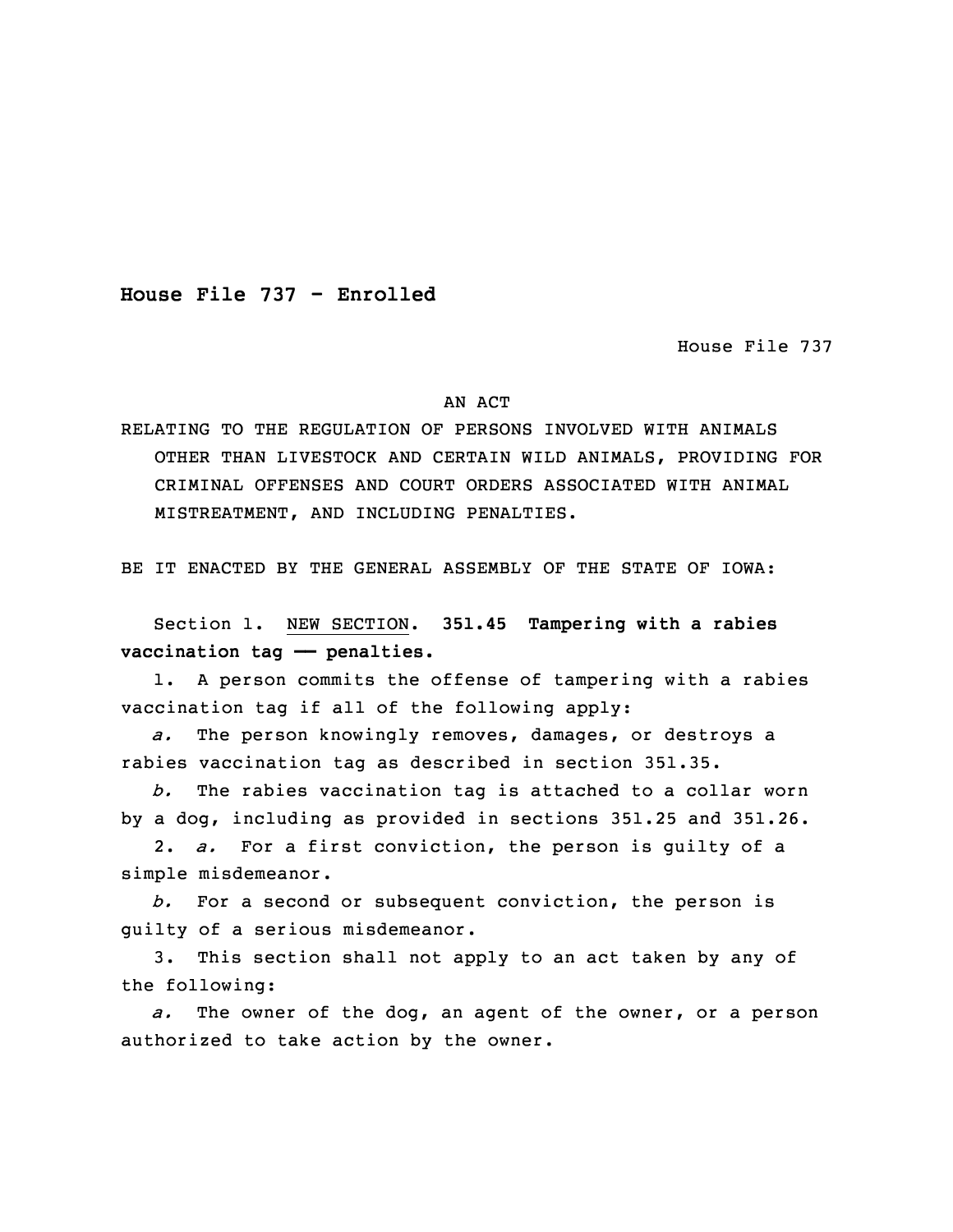# House File 737 - Enrolled

House File 737

AN ACT

RELATING TO THE REGULATION OF PERSONS INVOLVED WITH ANIMALS OTHER THAN LIVESTOCK AND CERTAIN WILD ANIMALS, PROVIDING FOR CRIMINAL OFFENSES AND COURT ORDERS ASSOCIATED WITH ANIMAL MISTREATMENT, AND INCLUDING PENALTIES.

BE IT ENACTED BY THE GENERAL ASSEMBLY OF THE STATE OF IOWA:

Section 1. NEW SECTION. **351.45 Tampering with a rabies vaccination tag —— penalties.**

1. A person commits the offense of tampering with a rabies vaccination tag if all of the following apply:

*a.* The person knowingly removes, damages, or destroys a rabies vaccination tag as described in section 351.35.

*b.* The rabies vaccination tag is attached to a collar worn by a dog, including as provided in sections 351.25 and 351.26.

2. *a.* For a first conviction, the person is guilty of a simple misdemeanor.

*b.* For a second or subsequent conviction, the person is guilty of a serious misdemeanor.

3. This section shall not apply to an act taken by any of the following:

*a.* The owner of the dog, an agent of the owner, or a person authorized to take action by the owner.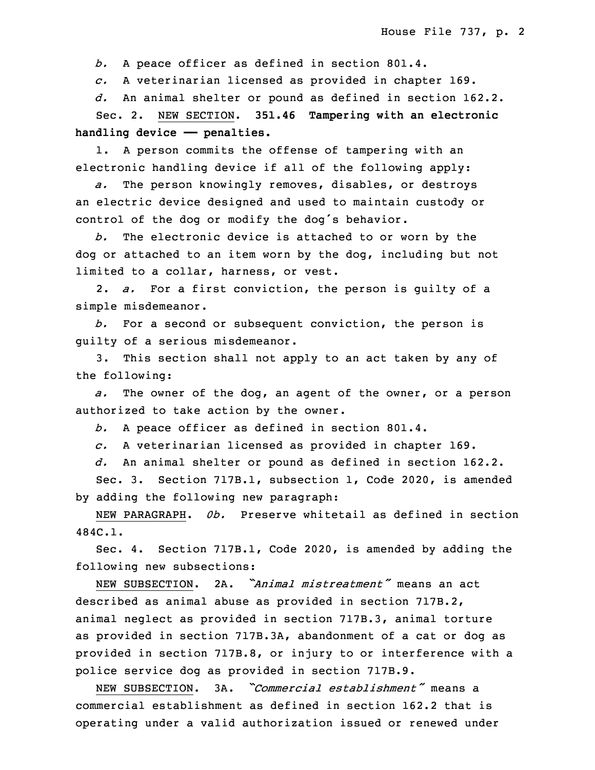*b.* A peace officer as defined in section 801.4.

*c.* A veterinarian licensed as provided in chapter 169.

*d.* An animal shelter or pound as defined in section 162.2.

Sec. 2. NEW SECTION. **351.46 Tampering with an electronic handling device —— penalties.**

1. A person commits the offense of tampering with an electronic handling device if all of the following apply:

*a.* The person knowingly removes, disables, or destroys an electric device designed and used to maintain custody or control of the dog or modify the dog's behavior.

*b.* The electronic device is attached to or worn by the dog or attached to an item worn by the dog, including but not limited to a collar, harness, or vest.

2. *a.* For a first conviction, the person is guilty of a simple misdemeanor.

*b.* For a second or subsequent conviction, the person is guilty of a serious misdemeanor.

3. This section shall not apply to an act taken by any of the following:

*a.* The owner of the dog, an agent of the owner, or a person authorized to take action by the owner.

*b.* A peace officer as defined in section 801.4.

*c.* A veterinarian licensed as provided in chapter 169.

*d.* An animal shelter or pound as defined in section 162.2.

Sec. 3. Section 717B.1, subsection 1, Code 2020, is amended by adding the following new paragraph:

NEW PARAGRAPH. *0b.* Preserve whitetail as defined in section 484C.1.

Sec. 4. Section 717B.1, Code 2020, is amended by adding the following new subsections:

NEW SUBSECTION. 2A. *"Animal mistreatment"* means an act described as animal abuse as provided in section 717B.2, animal neglect as provided in section 717B.3, animal torture as provided in section 717B.3A, abandonment of a cat or dog as provided in section 717B.8, or injury to or interference with a police service dog as provided in section 717B.9.

NEW SUBSECTION. 3A. *"Commercial establishment"* means a commercial establishment as defined in section 162.2 that is operating under a valid authorization issued or renewed under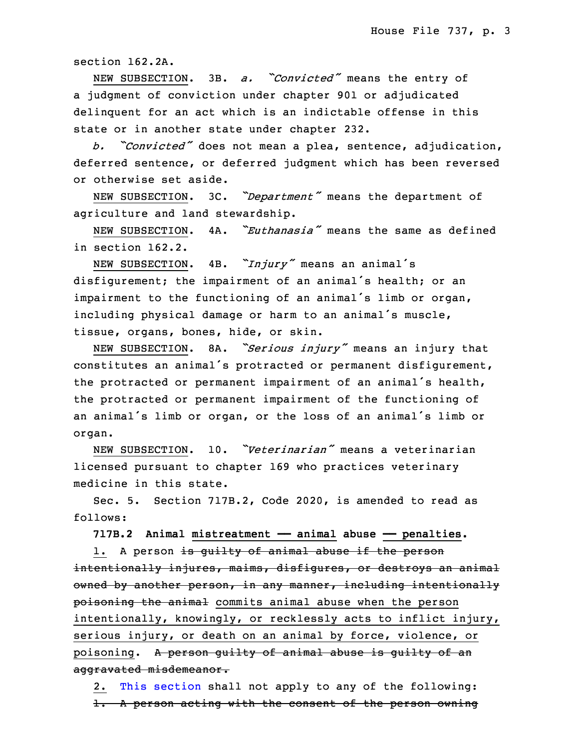section 162.2A.

NEW SUBSECTION. 3B. *a.* *"Convicted"* means the entry of a judgment of conviction under chapter 901 or adjudicated delinquent for an act which is an indictable offense in this state or in another state under chapter 232.

*b.* *"Convicted"* does not mean a plea, sentence, adjudication, deferred sentence, or deferred judgment which has been reversed or otherwise set aside.

NEW SUBSECTION. 3C. *"Department"* means the department of agriculture and land stewardship.

NEW SUBSECTION. 4A. *"Euthanasia"* means the same as defined in section 162.2.

NEW SUBSECTION. 4B. *"Injury"* means an animal's disfigurement; the impairment of an animal's health; or an impairment to the functioning of an animal's limb or organ, including physical damage or harm to an animal's muscle, tissue, organs, bones, hide, or skin.

NEW SUBSECTION. 8A. *"Serious injury"* means an injury that constitutes an animal's protracted or permanent disfigurement, the protracted or permanent impairment of an animal's health, the protracted or permanent impairment of the functioning of an animal's limb or organ, or the loss of an animal's limb or organ.

NEW SUBSECTION. 10. *"Veterinarian"* means a veterinarian licensed pursuant to chapter 169 who practices veterinary medicine in this state.

Sec. 5. Section 717B.2, Code 2020, is amended to read as follows:

**717B.2 Animal mistreatment — animal abuse — penalties.**

1. A person ~~is guilty of animal abuse if the person intentionally injures, maims, disfigures, or destroys an animal owned by another person, in any manner, including intentionally poisoning the animal~~ commits animal abuse when the person intentionally, knowingly, or recklessly acts to inflict injury, serious injury, or death on an animal by force, violence, or poisoning. ~~A person guilty of animal abuse is guilty of an aggravated misdemeanor.~~

2. This section shall not apply to any of the following:

~~1. A person acting with the consent of the person owning~~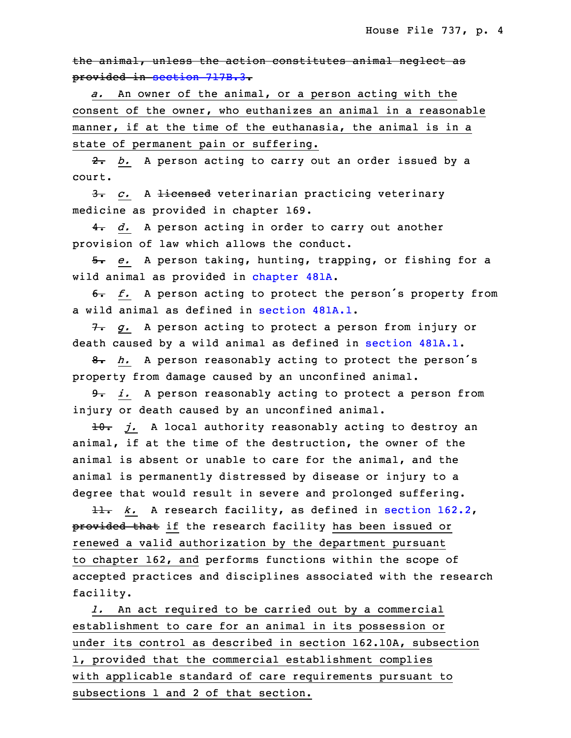~~the animal, unless the action constitutes animal neglect as provided in section 717B.3.~~

*a.* An owner of the animal, or a person acting with the consent of the owner, who euthanizes an animal in a reasonable manner, if at the time of the euthanasia, the animal is in a state of permanent pain or suffering.

~~2.~~ *b.* A person acting to carry out an order issued by a court.

~~3.~~ *c.* A ~~licensed~~ veterinarian practicing veterinary medicine as provided in chapter 169.

~~4.~~ *d.* A person acting in order to carry out another provision of law which allows the conduct.

~~5.~~ *e.* A person taking, hunting, trapping, or fishing for a wild animal as provided in chapter 481A.

~~6.~~ *f.* A person acting to protect the person's property from a wild animal as defined in section 481A.1.

~~7.~~ *g.* A person acting to protect a person from injury or death caused by a wild animal as defined in section 481A.1.

~~8.~~ *h.* A person reasonably acting to protect the person's property from damage caused by an unconfined animal.

~~9.~~ *i.* A person reasonably acting to protect a person from injury or death caused by an unconfined animal.

~~10.~~ *j.* A local authority reasonably acting to destroy an animal, if at the time of the destruction, the owner of the animal is absent or unable to care for the animal, and the animal is permanently distressed by disease or injury to a degree that would result in severe and prolonged suffering.

~~11.~~ *k.* A research facility, as defined in section 162.2, ~~provided that~~ if the research facility has been issued or renewed a valid authorization by the department pursuant to chapter 162, and performs functions within the scope of accepted practices and disciplines associated with the research facility.

*l.* An act required to be carried out by a commercial establishment to care for an animal in its possession or under its control as described in section 162.10A, subsection 1, provided that the commercial establishment complies with applicable standard of care requirements pursuant to subsections 1 and 2 of that section.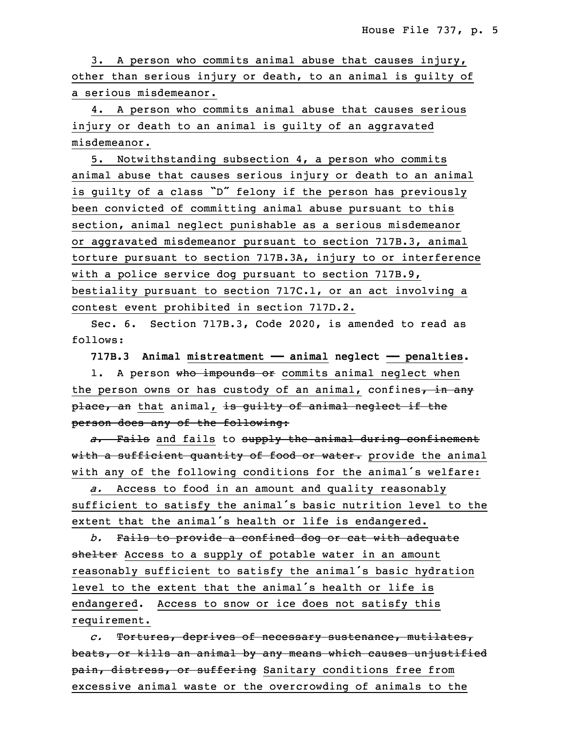3. A person who commits animal abuse that causes injury, other than serious injury or death, to an animal is guilty of a serious misdemeanor.

4. A person who commits animal abuse that causes serious injury or death to an animal is guilty of an aggravated misdemeanor.

5. Notwithstanding subsection 4, a person who commits animal abuse that causes serious injury or death to an animal is guilty of a class "D" felony if the person has previously been convicted of committing animal abuse pursuant to this section, animal neglect punishable as a serious misdemeanor or aggravated misdemeanor pursuant to section 717B.3, animal torture pursuant to section 717B.3A, injury to or interference with a police service dog pursuant to section 717B.9, bestiality pursuant to section 717C.1, or an act involving a contest event prohibited in section 717D.2.

Sec. 6. Section 717B.3, Code 2020, is amended to read as follows:

**717B.3 Animal mistreatment — animal neglect — penalties.**

1. A person ~~who impounds or~~ commits animal neglect when the person owns or has custody of an animal, confines~~, in any place, an~~ that animal, ~~is guilty of animal neglect if the person does any of the following:~~

~~*a.* Fails~~ and fails to ~~supply the animal during confinement with a sufficient quantity of food or water.~~ provide the animal with any of the following conditions for the animal's welfare:

*a.* Access to food in an amount and quality reasonably sufficient to satisfy the animal's basic nutrition level to the extent that the animal's health or life is endangered.

*b.* ~~Fails to provide a confined dog or cat with adequate shelter~~ Access to a supply of potable water in an amount reasonably sufficient to satisfy the animal's basic hydration level to the extent that the animal's health or life is endangered. Access to snow or ice does not satisfy this requirement.

*c.* ~~Tortures, deprives of necessary sustenance, mutilates, beats, or kills an animal by any means which causes unjustified pain, distress, or suffering~~ Sanitary conditions free from excessive animal waste or the overcrowding of animals to the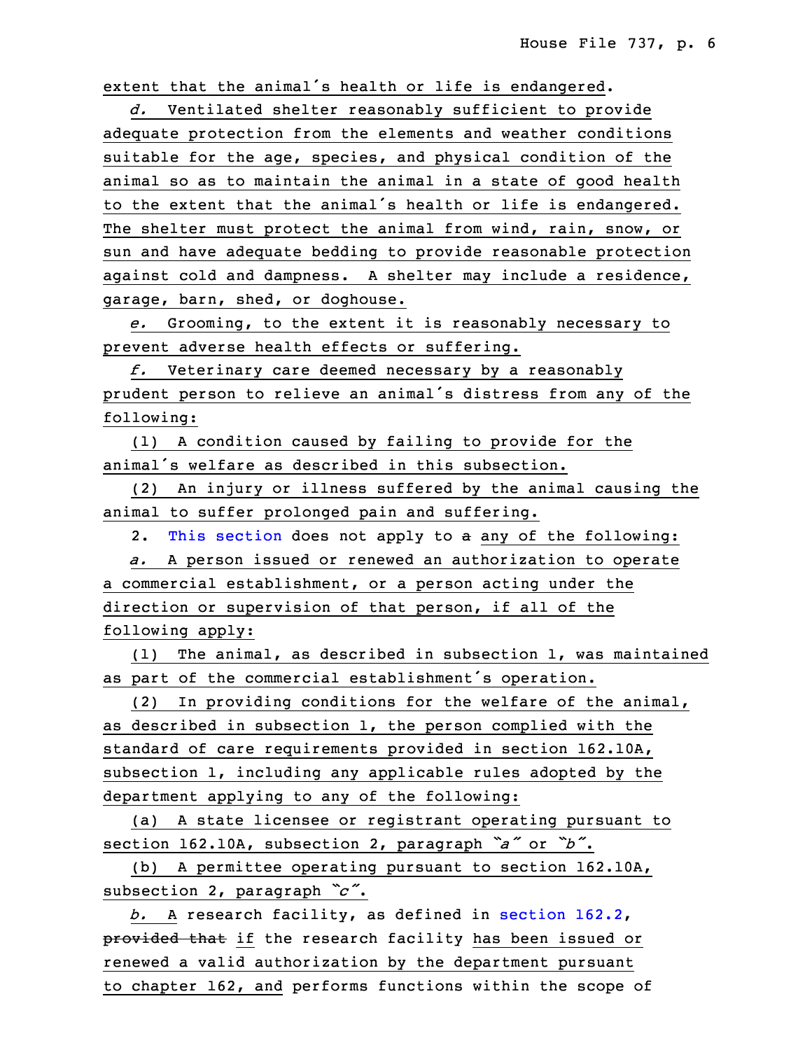extent that the animal's health or life is endangered.

*d.* Ventilated shelter reasonably sufficient to provide adequate protection from the elements and weather conditions suitable for the age, species, and physical condition of the animal so as to maintain the animal in a state of good health to the extent that the animal's health or life is endangered. The shelter must protect the animal from wind, rain, snow, or sun and have adequate bedding to provide reasonable protection against cold and dampness. A shelter may include a residence, garage, barn, shed, or doghouse.

*e.* Grooming, to the extent it is reasonably necessary to prevent adverse health effects or suffering.

*f.* Veterinary care deemed necessary by a reasonably prudent person to relieve an animal's distress from any of the following:

(1) A condition caused by failing to provide for the animal's welfare as described in this subsection.

(2) An injury or illness suffered by the animal causing the animal to suffer prolonged pain and suffering.

2. This section does not apply to ~~a~~ any of the following:

*a.* A person issued or renewed an authorization to operate a commercial establishment, or a person acting under the direction or supervision of that person, if all of the following apply:

(1) The animal, as described in subsection 1, was maintained as part of the commercial establishment's operation.

(2) In providing conditions for the welfare of the animal, as described in subsection 1, the person complied with the standard of care requirements provided in section 162.10A, subsection 1, including any applicable rules adopted by the department applying to any of the following:

(a) A state licensee or registrant operating pursuant to section 162.10A, subsection 2, paragraph *"a"* or *"b"*.

(b) A permittee operating pursuant to section 162.10A, subsection 2, paragraph *"c"*.

*b.* A research facility, as defined in section 162.2, ~~provided that~~ if the research facility has been issued or renewed a valid authorization by the department pursuant to chapter 162, and performs functions within the scope of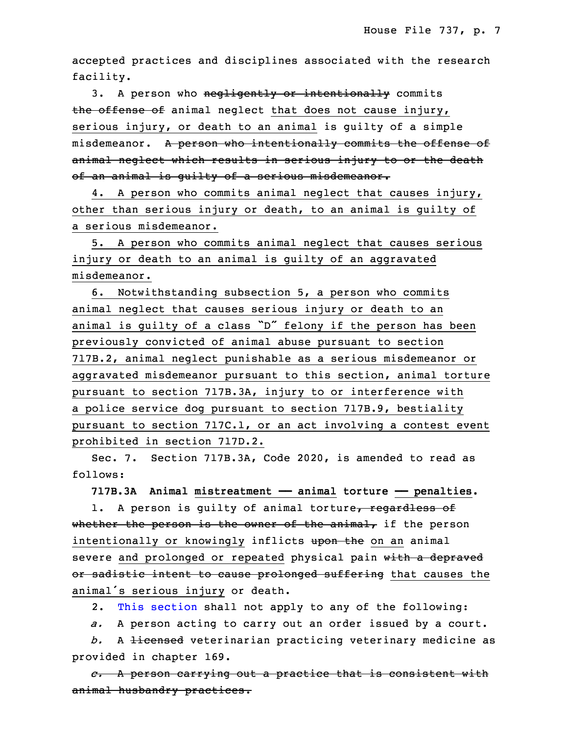accepted practices and disciplines associated with the research facility.

3. A person who ~~negligently or intentionally~~ commits ~~the offense of~~ animal neglect that does not cause injury, serious injury, or death to an animal is guilty of a simple misdemeanor. ~~A person who intentionally commits the offense of animal neglect which results in serious injury to or the death of an animal is guilty of a serious misdemeanor.~~

4. A person who commits animal neglect that causes injury, other than serious injury or death, to an animal is guilty of a serious misdemeanor.

5. A person who commits animal neglect that causes serious injury or death to an animal is guilty of an aggravated misdemeanor.

6. Notwithstanding subsection 5, a person who commits animal neglect that causes serious injury or death to an animal is guilty of a class "D" felony if the person has been previously convicted of animal abuse pursuant to section 717B.2, animal neglect punishable as a serious misdemeanor or aggravated misdemeanor pursuant to this section, animal torture pursuant to section 717B.3A, injury to or interference with a police service dog pursuant to section 717B.9, bestiality pursuant to section 717C.1, or an act involving a contest event prohibited in section 717D.2.

Sec. 7. Section 717B.3A, Code 2020, is amended to read as follows:

**717B.3A Animal mistreatment — animal torture — penalties.**

1. A person is guilty of animal torture~~, regardless of whether the person is the owner of the animal,~~ if the person intentionally or knowingly inflicts ~~upon the~~ on an animal severe and prolonged or repeated physical pain ~~with a depraved or sadistic intent to cause prolonged suffering~~ that causes the animal's serious injury or death.

2. This section shall not apply to any of the following:

*a.* A person acting to carry out an order issued by a court.

*b.* A ~~licensed~~ veterinarian practicing veterinary medicine as provided in chapter 169.

~~*c.* A person carrying out a practice that is consistent with animal husbandry practices.~~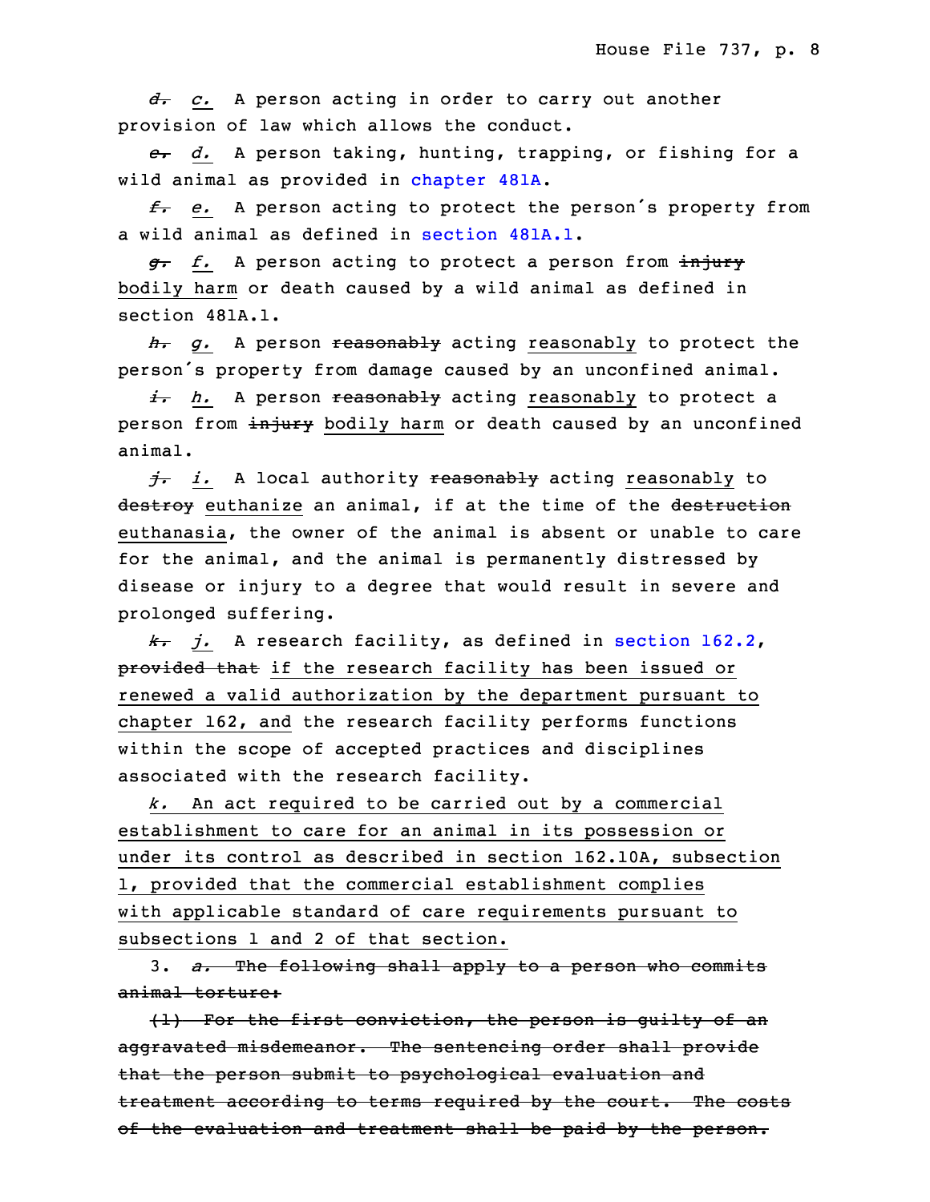~~d.~~ *c.* A person acting in order to carry out another provision of law which allows the conduct.

~~e.~~ *d.* A person taking, hunting, trapping, or fishing for a wild animal as provided in chapter 481A.

~~f.~~ *e.* A person acting to protect the person's property from a wild animal as defined in section 481A.1.

~~g.~~ *f.* A person acting to protect a person from ~~injury~~ bodily harm or death caused by a wild animal as defined in section 481A.1.

~~h.~~ *g.* A person ~~reasonably~~ acting reasonably to protect the person's property from damage caused by an unconfined animal.

~~i.~~ *h.* A person ~~reasonably~~ acting reasonably to protect a person from ~~injury~~ bodily harm or death caused by an unconfined animal.

~~j.~~ *i.* A local authority ~~reasonably~~ acting reasonably to ~~destroy~~ euthanize an animal, if at the time of the ~~destruction~~ euthanasia, the owner of the animal is absent or unable to care for the animal, and the animal is permanently distressed by disease or injury to a degree that would result in severe and prolonged suffering.

~~k.~~ *j.* A research facility, as defined in section 162.2, ~~provided that~~ if the research facility has been issued or renewed a valid authorization by the department pursuant to chapter 162, and the research facility performs functions within the scope of accepted practices and disciplines associated with the research facility.

*k.* An act required to be carried out by a commercial establishment to care for an animal in its possession or under its control as described in section 162.10A, subsection 1, provided that the commercial establishment complies with applicable standard of care requirements pursuant to subsections 1 and 2 of that section.

3. ~~*a.* The following shall apply to a person who commits animal torture:~~

~~(1) For the first conviction, the person is guilty of an aggravated misdemeanor. The sentencing order shall provide that the person submit to psychological evaluation and treatment according to terms required by the court. The costs of the evaluation and treatment shall be paid by the person.~~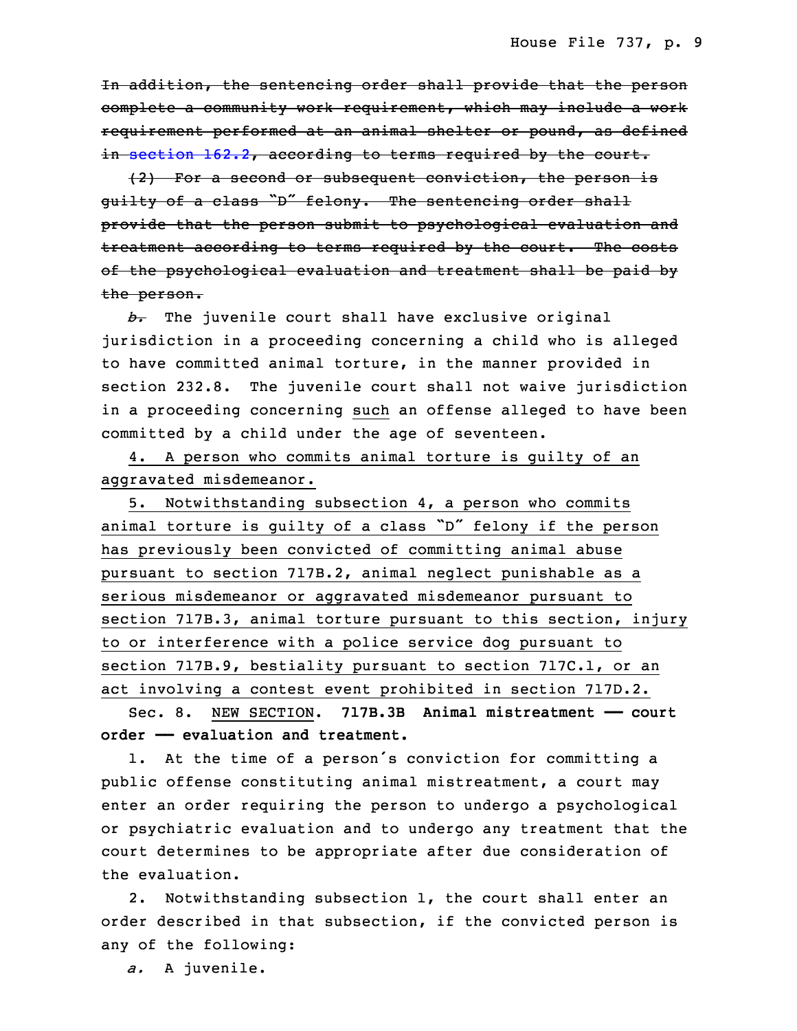~~In addition, the sentencing order shall provide that the person complete a community work requirement, which may include a work requirement performed at an animal shelter or pound, as defined in section 162.2, according to terms required by the court.~~

~~(2) For a second or subsequent conviction, the person is guilty of a class "D" felony. The sentencing order shall provide that the person submit to psychological evaluation and treatment according to terms required by the court. The costs of the psychological evaluation and treatment shall be paid by the person.~~

~~*b.*~~ The juvenile court shall have exclusive original jurisdiction in a proceeding concerning a child who is alleged to have committed animal torture, in the manner provided in section 232.8. The juvenile court shall not waive jurisdiction in a proceeding concerning <u>such</u> an offense alleged to have been committed by a child under the age of seventeen.

<u>4. A person who commits animal torture is guilty of an aggravated misdemeanor.</u>

<u>5. Notwithstanding subsection 4, a person who commits animal torture is guilty of a class "D" felony if the person has previously been convicted of committing animal abuse pursuant to section 717B.2, animal neglect punishable as a serious misdemeanor or aggravated misdemeanor pursuant to section 717B.3, animal torture pursuant to this section, injury to or interference with a police service dog pursuant to section 717B.9, bestiality pursuant to section 717C.1, or an act involving a contest event prohibited in section 717D.2.</u>

Sec. 8. <u>NEW SECTION</u>. **717B.3B Animal mistreatment —— court order —— evaluation and treatment.**

1. At the time of a person's conviction for committing a public offense constituting animal mistreatment, a court may enter an order requiring the person to undergo a psychological or psychiatric evaluation and to undergo any treatment that the court determines to be appropriate after due consideration of the evaluation.

2. Notwithstanding subsection 1, the court shall enter an order described in that subsection, if the convicted person is any of the following:

*a.* A juvenile.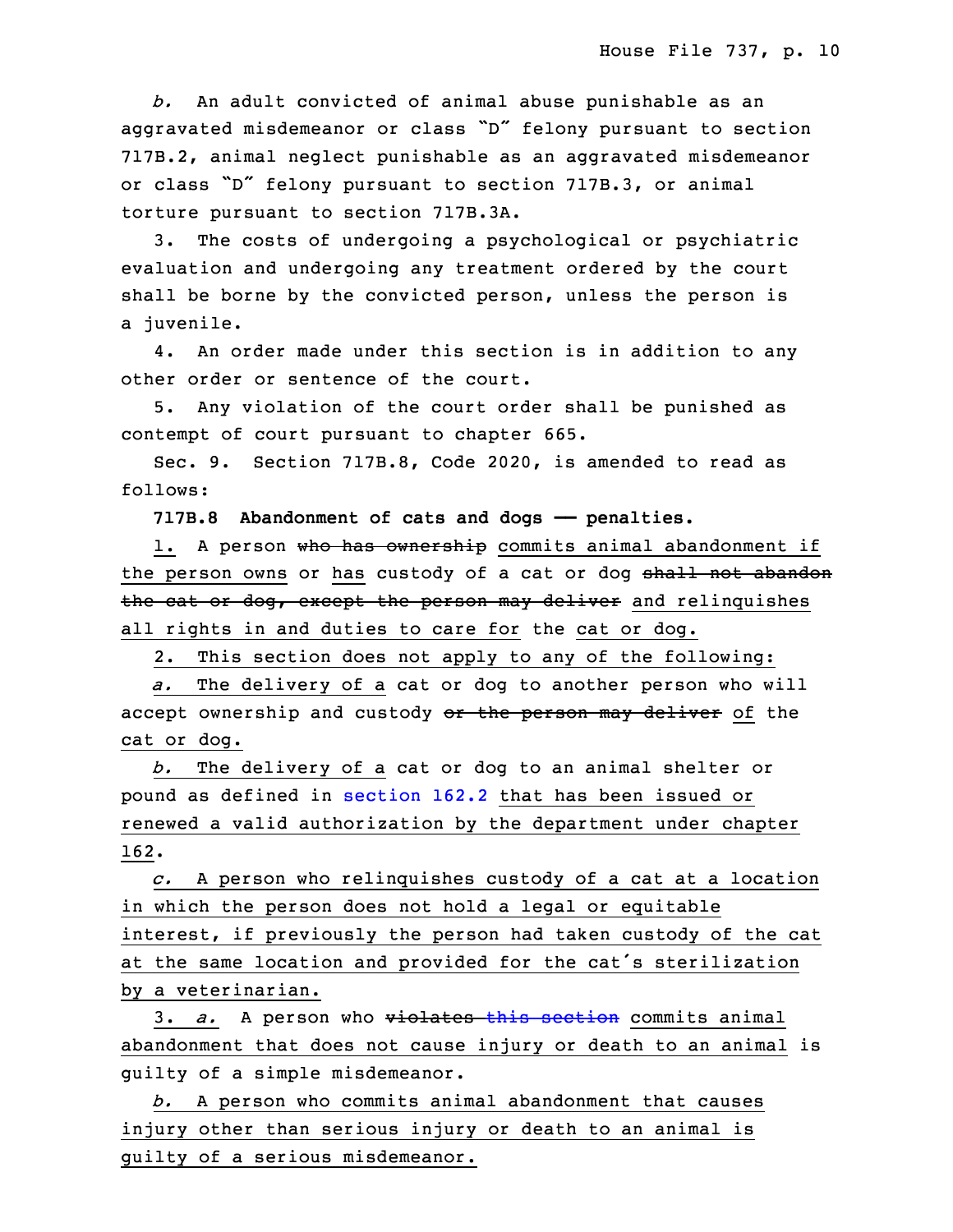*b.* An adult convicted of animal abuse punishable as an aggravated misdemeanor or class "D" felony pursuant to section 717B.2, animal neglect punishable as an aggravated misdemeanor or class "D" felony pursuant to section 717B.3, or animal torture pursuant to section 717B.3A.

3. The costs of undergoing a psychological or psychiatric evaluation and undergoing any treatment ordered by the court shall be borne by the convicted person, unless the person is a juvenile.

4. An order made under this section is in addition to any other order or sentence of the court.

5. Any violation of the court order shall be punished as contempt of court pursuant to chapter 665.

Sec. 9. Section 717B.8, Code 2020, is amended to read as follows:

**717B.8 Abandonment of cats and dogs —— penalties.**

1. A person ~~who has ownership~~ commits animal abandonment if the person owns or has custody of a cat or dog ~~shall not abandon the cat or dog, except the person may deliver~~ and relinquishes all rights in and duties to care for the cat or dog.

2. This section does not apply to any of the following:

*a.* The delivery of a cat or dog to another person who will accept ownership and custody ~~or the person may deliver~~ of the cat or dog.

*b.* The delivery of a cat or dog to an animal shelter or pound as defined in section 162.2 that has been issued or renewed a valid authorization by the department under chapter 162.

*c.* A person who relinquishes custody of a cat at a location in which the person does not hold a legal or equitable interest, if previously the person had taken custody of the cat at the same location and provided for the cat's sterilization by a veterinarian.

3. *a.* A person who ~~violates this section~~ commits animal abandonment that does not cause injury or death to an animal is guilty of a simple misdemeanor.

*b.* A person who commits animal abandonment that causes injury other than serious injury or death to an animal is guilty of a serious misdemeanor.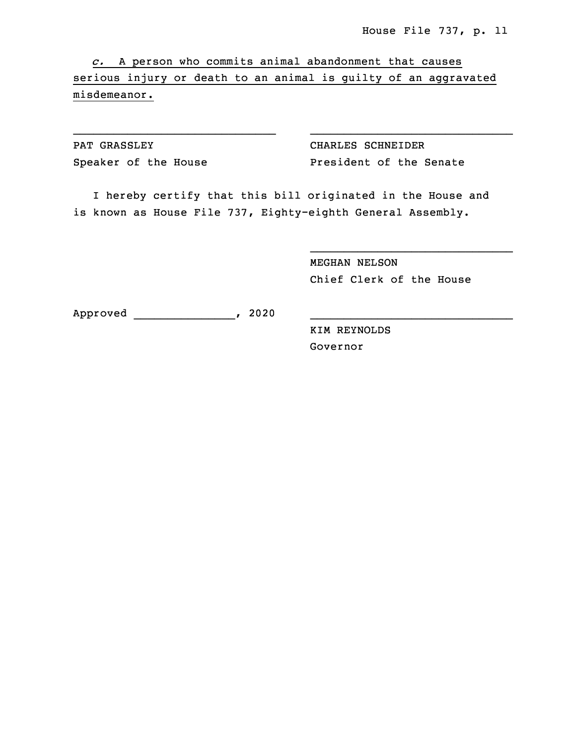*c.* A person who commits animal abandonment that causes serious injury or death to an animal is guilty of an aggravated misdemeanor.

______________________________
PAT GRASSLEY
Speaker of the House

______________________________
CHARLES SCHNEIDER
President of the Senate

I hereby certify that this bill originated in the House and is known as House File 737, Eighty-eighth General Assembly.

______________________________
MEGHAN NELSON
Chief Clerk of the House

Approved _______________, 2020

______________________________
KIM REYNOLDS
Governor